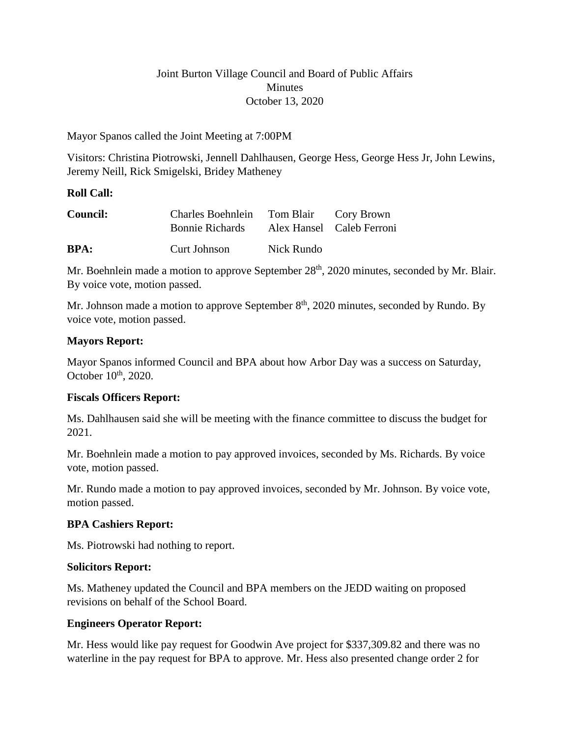Joint Burton Village Council and Board of Public Affairs
Minutes
October 13, 2020

Mayor Spanos called the Joint Meeting at 7:00PM

Visitors: Christina Piotrowski, Jennell Dahlhausen, George Hess, George Hess Jr, John Lewins, Jeremy Neill, Rick Smigelski, Bridey Matheney

**Roll Call:**

| **Council:** | Charles Boehnlein | Tom Blair | Cory Brown |
|---|---|---|---|
| | Bonnie Richards | Alex Hansel | Caleb Ferroni |
| **BPA:** | Curt Johnson | Nick Rundo | |

Mr. Boehnlein made a motion to approve September 28th, 2020 minutes, seconded by Mr. Blair. By voice vote, motion passed.

Mr. Johnson made a motion to approve September 8th, 2020 minutes, seconded by Rundo. By voice vote, motion passed.

**Mayors Report:**

Mayor Spanos informed Council and BPA about how Arbor Day was a success on Saturday, October 10th, 2020.

**Fiscals Officers Report:**

Ms. Dahlhausen said she will be meeting with the finance committee to discuss the budget for 2021.

Mr. Boehnlein made a motion to pay approved invoices, seconded by Ms. Richards. By voice vote, motion passed.

Mr. Rundo made a motion to pay approved invoices, seconded by Mr. Johnson. By voice vote, motion passed.

**BPA Cashiers Report:**

Ms. Piotrowski had nothing to report.

**Solicitors Report:**

Ms. Matheney updated the Council and BPA members on the JEDD waiting on proposed revisions on behalf of the School Board.

**Engineers Operator Report:**

Mr. Hess would like pay request for Goodwin Ave project for $337,309.82 and there was no waterline in the pay request for BPA to approve. Mr. Hess also presented change order 2 for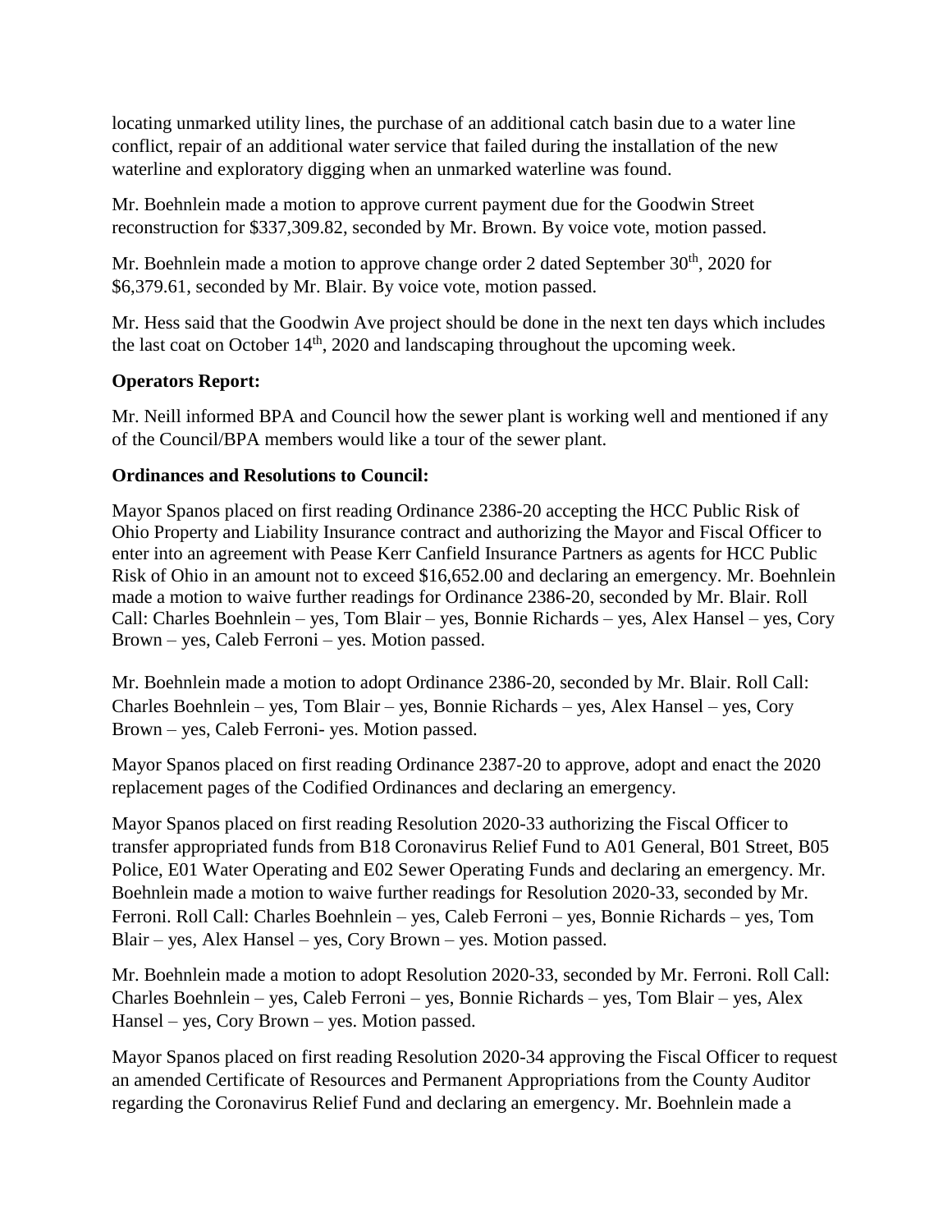locating unmarked utility lines, the purchase of an additional catch basin due to a water line conflict, repair of an additional water service that failed during the installation of the new waterline and exploratory digging when an unmarked waterline was found.

Mr. Boehnlein made a motion to approve current payment due for the Goodwin Street reconstruction for $337,309.82, seconded by Mr. Brown. By voice vote, motion passed.

Mr. Boehnlein made a motion to approve change order 2 dated September 30th, 2020 for $6,379.61, seconded by Mr. Blair. By voice vote, motion passed.

Mr. Hess said that the Goodwin Ave project should be done in the next ten days which includes the last coat on October 14th, 2020 and landscaping throughout the upcoming week.

**Operators Report:**

Mr. Neill informed BPA and Council how the sewer plant is working well and mentioned if any of the Council/BPA members would like a tour of the sewer plant.

**Ordinances and Resolutions to Council:**

Mayor Spanos placed on first reading Ordinance 2386-20 accepting the HCC Public Risk of Ohio Property and Liability Insurance contract and authorizing the Mayor and Fiscal Officer to enter into an agreement with Pease Kerr Canfield Insurance Partners as agents for HCC Public Risk of Ohio in an amount not to exceed $16,652.00 and declaring an emergency. Mr. Boehnlein made a motion to waive further readings for Ordinance 2386-20, seconded by Mr. Blair. Roll Call: Charles Boehnlein – yes, Tom Blair – yes, Bonnie Richards – yes, Alex Hansel – yes, Cory Brown – yes, Caleb Ferroni – yes. Motion passed.

Mr. Boehnlein made a motion to adopt Ordinance 2386-20, seconded by Mr. Blair. Roll Call: Charles Boehnlein – yes, Tom Blair – yes, Bonnie Richards – yes, Alex Hansel – yes, Cory Brown – yes, Caleb Ferroni- yes. Motion passed.

Mayor Spanos placed on first reading Ordinance 2387-20 to approve, adopt and enact the 2020 replacement pages of the Codified Ordinances and declaring an emergency.

Mayor Spanos placed on first reading Resolution 2020-33 authorizing the Fiscal Officer to transfer appropriated funds from B18 Coronavirus Relief Fund to A01 General, B01 Street, B05 Police, E01 Water Operating and E02 Sewer Operating Funds and declaring an emergency. Mr. Boehnlein made a motion to waive further readings for Resolution 2020-33, seconded by Mr. Ferroni. Roll Call: Charles Boehnlein – yes, Caleb Ferroni – yes, Bonnie Richards – yes, Tom Blair – yes, Alex Hansel – yes, Cory Brown – yes. Motion passed.

Mr. Boehnlein made a motion to adopt Resolution 2020-33, seconded by Mr. Ferroni. Roll Call: Charles Boehnlein – yes, Caleb Ferroni – yes, Bonnie Richards – yes, Tom Blair – yes, Alex Hansel – yes, Cory Brown – yes. Motion passed.

Mayor Spanos placed on first reading Resolution 2020-34 approving the Fiscal Officer to request an amended Certificate of Resources and Permanent Appropriations from the County Auditor regarding the Coronavirus Relief Fund and declaring an emergency. Mr. Boehnlein made a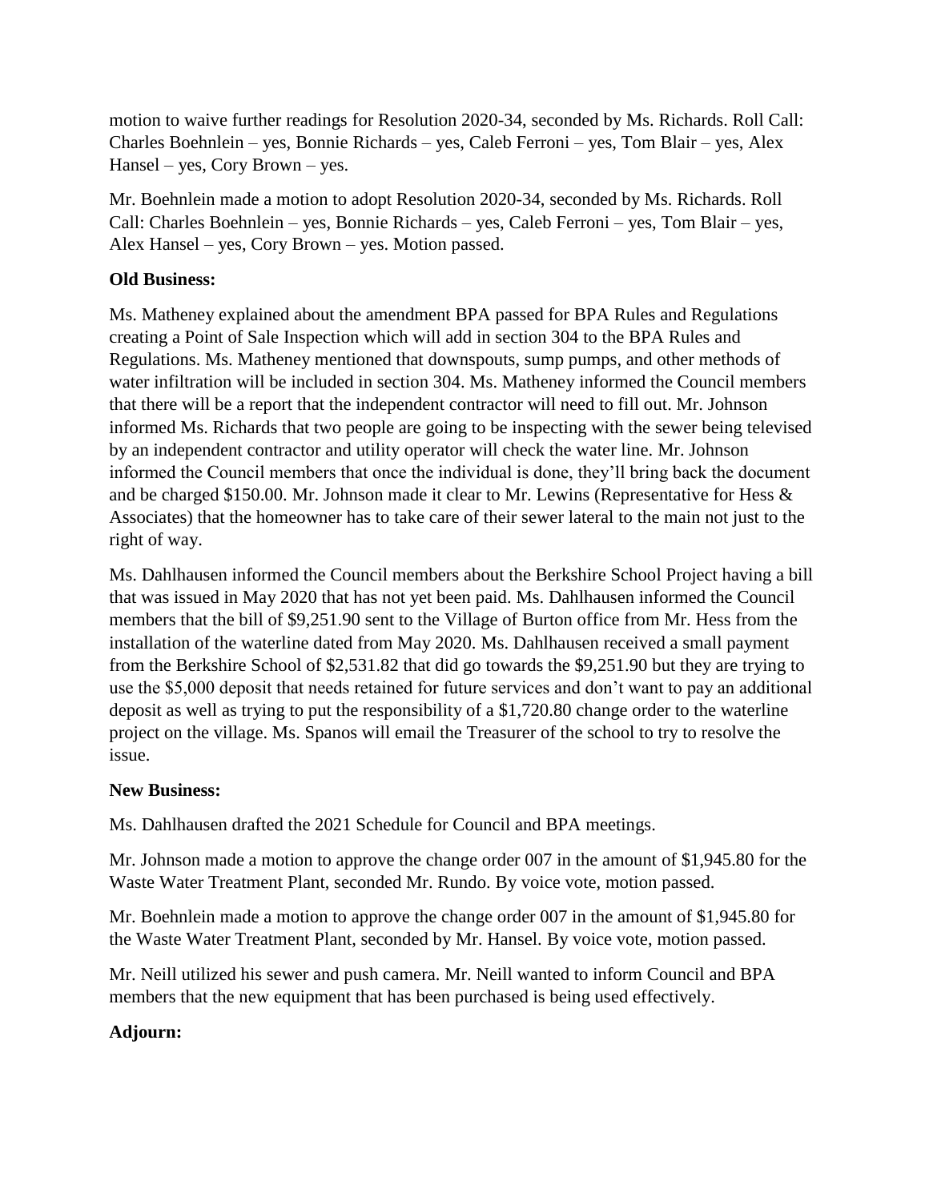motion to waive further readings for Resolution 2020-34, seconded by Ms. Richards. Roll Call: Charles Boehnlein – yes, Bonnie Richards – yes, Caleb Ferroni – yes, Tom Blair – yes, Alex Hansel – yes, Cory Brown – yes.

Mr. Boehnlein made a motion to adopt Resolution 2020-34, seconded by Ms. Richards. Roll Call: Charles Boehnlein – yes, Bonnie Richards – yes, Caleb Ferroni – yes, Tom Blair – yes, Alex Hansel – yes, Cory Brown – yes. Motion passed.

**Old Business:**

Ms. Matheney explained about the amendment BPA passed for BPA Rules and Regulations creating a Point of Sale Inspection which will add in section 304 to the BPA Rules and Regulations. Ms. Matheney mentioned that downspouts, sump pumps, and other methods of water infiltration will be included in section 304. Ms. Matheney informed the Council members that there will be a report that the independent contractor will need to fill out. Mr. Johnson informed Ms. Richards that two people are going to be inspecting with the sewer being televised by an independent contractor and utility operator will check the water line. Mr. Johnson informed the Council members that once the individual is done, they'll bring back the document and be charged $150.00. Mr. Johnson made it clear to Mr. Lewins (Representative for Hess & Associates) that the homeowner has to take care of their sewer lateral to the main not just to the right of way.

Ms. Dahlhausen informed the Council members about the Berkshire School Project having a bill that was issued in May 2020 that has not yet been paid. Ms. Dahlhausen informed the Council members that the bill of $9,251.90 sent to the Village of Burton office from Mr. Hess from the installation of the waterline dated from May 2020. Ms. Dahlhausen received a small payment from the Berkshire School of $2,531.82 that did go towards the $9,251.90 but they are trying to use the $5,000 deposit that needs retained for future services and don't want to pay an additional deposit as well as trying to put the responsibility of a $1,720.80 change order to the waterline project on the village. Ms. Spanos will email the Treasurer of the school to try to resolve the issue.

**New Business:**

Ms. Dahlhausen drafted the 2021 Schedule for Council and BPA meetings.

Mr. Johnson made a motion to approve the change order 007 in the amount of $1,945.80 for the Waste Water Treatment Plant, seconded Mr. Rundo. By voice vote, motion passed.

Mr. Boehnlein made a motion to approve the change order 007 in the amount of $1,945.80 for the Waste Water Treatment Plant, seconded by Mr. Hansel. By voice vote, motion passed.

Mr. Neill utilized his sewer and push camera. Mr. Neill wanted to inform Council and BPA members that the new equipment that has been purchased is being used effectively.

**Adjourn:**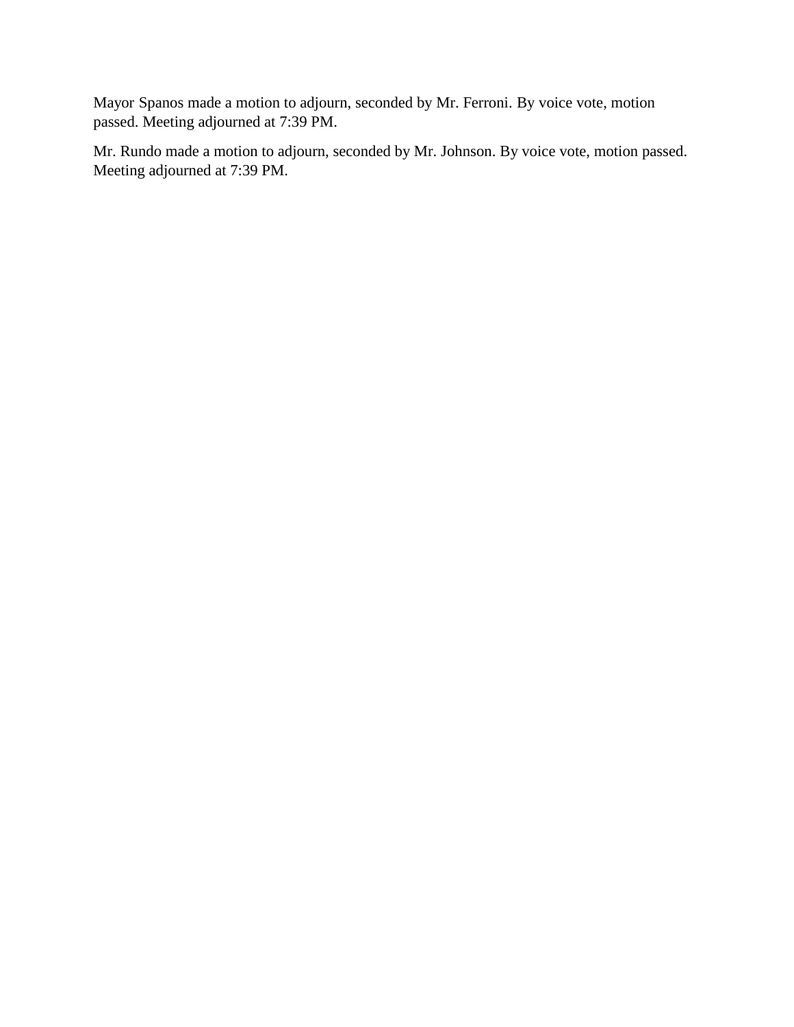Mayor Spanos made a motion to adjourn, seconded by Mr. Ferroni. By voice vote, motion passed. Meeting adjourned at 7:39 PM.

Mr. Rundo made a motion to adjourn, seconded by Mr. Johnson. By voice vote, motion passed. Meeting adjourned at 7:39 PM.